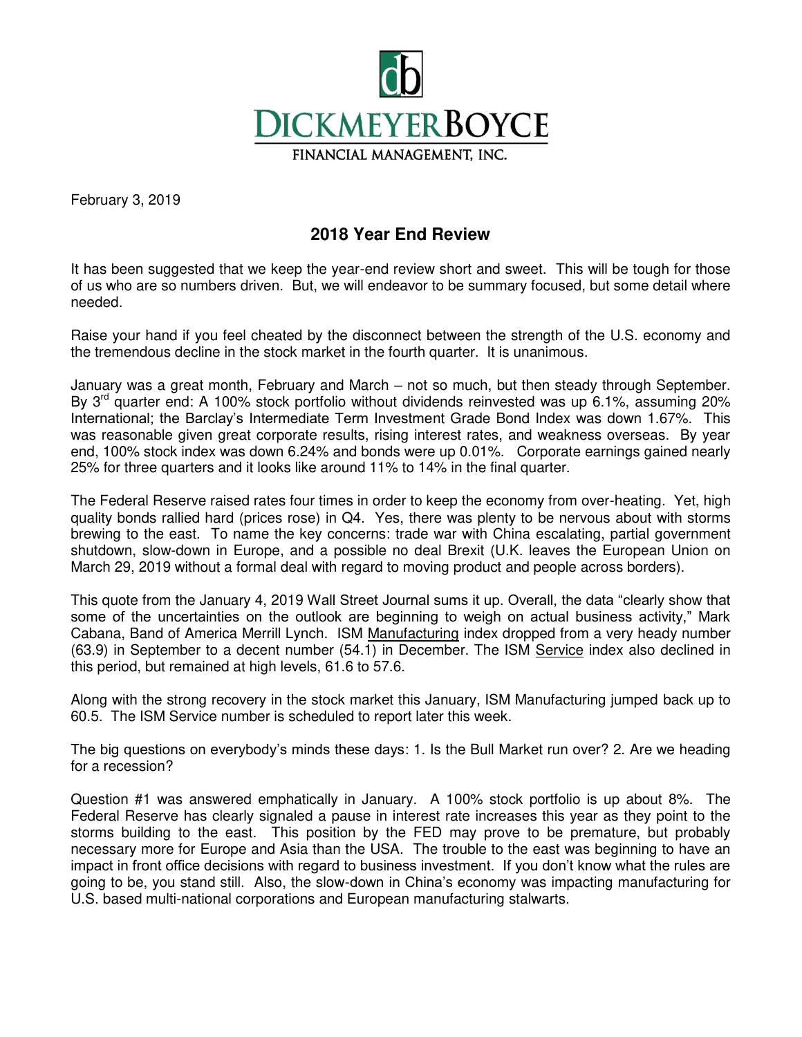DICKMEYERBOYCE

FINANCIAL MANAGEMENT, INC.

February 3, 2019

## 2018 Year End Review

It has been suggested that we keep the year-end review short and sweet. This will be tough for those of us who are so numbers driven. But, we will endeavor to be summary focused, but some detail where needed.

Raise your hand if you feel cheated by the disconnect between the strength of the U.S. economy and the tremendous decline in the stock market in the fourth quarter. It is unanimous.

January was a great month, February and March – not so much, but then steady through September. By 3rd quarter end: A 100% stock portfolio without dividends reinvested was up 6.1%, assuming 20% International; the Barclay's Intermediate Term Investment Grade Bond Index was down 1.67%. This was reasonable given great corporate results, rising interest rates, and weakness overseas. By year end, 100% stock index was down 6.24% and bonds were up 0.01%. Corporate earnings gained nearly 25% for three quarters and it looks like around 11% to 14% in the final quarter.

The Federal Reserve raised rates four times in order to keep the economy from over-heating. Yet, high quality bonds rallied hard (prices rose) in Q4. Yes, there was plenty to be nervous about with storms brewing to the east. To name the key concerns: trade war with China escalating, partial government shutdown, slow-down in Europe, and a possible no deal Brexit (U.K. leaves the European Union on March 29, 2019 without a formal deal with regard to moving product and people across borders).

This quote from the January 4, 2019 Wall Street Journal sums it up. Overall, the data "clearly show that some of the uncertainties on the outlook are beginning to weigh on actual business activity," Mark Cabana, Band of America Merrill Lynch. ISM Manufacturing index dropped from a very heady number (63.9) in September to a decent number (54.1) in December. The ISM Service index also declined in this period, but remained at high levels, 61.6 to 57.6.

Along with the strong recovery in the stock market this January, ISM Manufacturing jumped back up to 60.5. The ISM Service number is scheduled to report later this week.

The big questions on everybody's minds these days: 1. Is the Bull Market run over? 2. Are we heading for a recession?

Question #1 was answered emphatically in January. A 100% stock portfolio is up about 8%. The Federal Reserve has clearly signaled a pause in interest rate increases this year as they point to the storms building to the east. This position by the FED may prove to be premature, but probably necessary more for Europe and Asia than the USA. The trouble to the east was beginning to have an impact in front office decisions with regard to business investment. If you don't know what the rules are going to be, you stand still. Also, the slow-down in China's economy was impacting manufacturing for U.S. based multi-national corporations and European manufacturing stalwarts.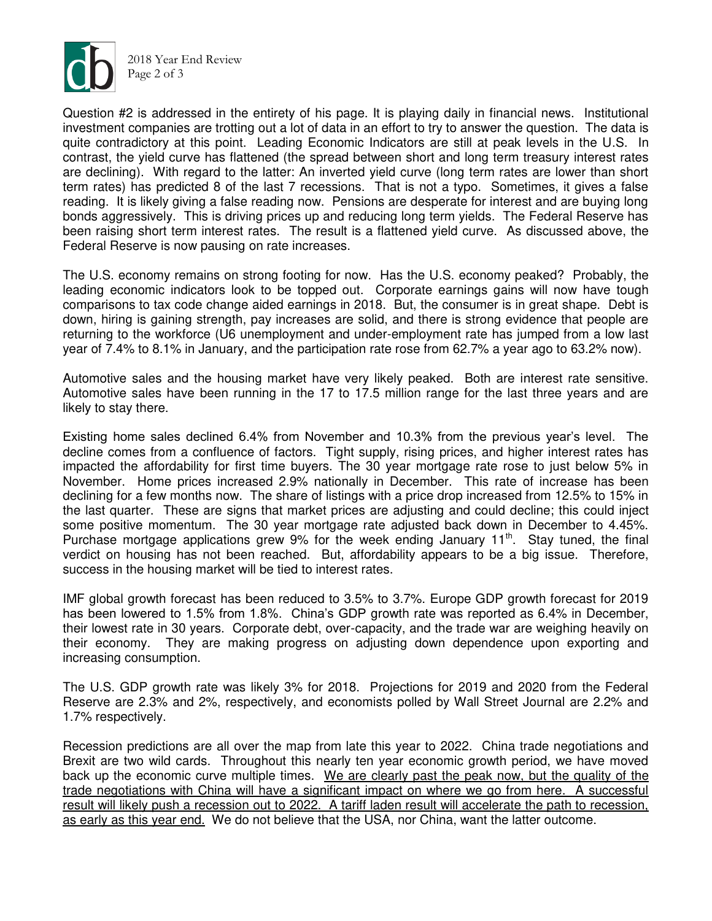Question #2 is addressed in the entirety of his page. It is playing daily in financial news. Institutional investment companies are trotting out a lot of data in an effort to try to answer the question. The data is quite contradictory at this point. Leading Economic Indicators are still at peak levels in the U.S. In contrast, the yield curve has flattened (the spread between short and long term treasury interest rates are declining). With regard to the latter: An inverted yield curve (long term rates are lower than short term rates) has predicted 8 of the last 7 recessions. That is not a typo. Sometimes, it gives a false reading. It is likely giving a false reading now. Pensions are desperate for interest and are buying long bonds aggressively. This is driving prices up and reducing long term yields. The Federal Reserve has been raising short term interest rates. The result is a flattened yield curve. As discussed above, the Federal Reserve is now pausing on rate increases.

The U.S. economy remains on strong footing for now. Has the U.S. economy peaked? Probably, the leading economic indicators look to be topped out. Corporate earnings gains will now have tough comparisons to tax code change aided earnings in 2018. But, the consumer is in great shape. Debt is down, hiring is gaining strength, pay increases are solid, and there is strong evidence that people are returning to the workforce (U6 unemployment and under-employment rate has jumped from a low last year of 7.4% to 8.1% in January, and the participation rate rose from 62.7% a year ago to 63.2% now).

Automotive sales and the housing market have very likely peaked. Both are interest rate sensitive. Automotive sales have been running in the 17 to 17.5 million range for the last three years and are likely to stay there.

Existing home sales declined 6.4% from November and 10.3% from the previous year's level. The decline comes from a confluence of factors. Tight supply, rising prices, and higher interest rates has impacted the affordability for first time buyers. The 30 year mortgage rate rose to just below 5% in November. Home prices increased 2.9% nationally in December. This rate of increase has been declining for a few months now. The share of listings with a price drop increased from 12.5% to 15% in the last quarter. These are signs that market prices are adjusting and could decline; this could inject some positive momentum. The 30 year mortgage rate adjusted back down in December to 4.45%. Purchase mortgage applications grew 9% for the week ending January 11th. Stay tuned, the final verdict on housing has not been reached. But, affordability appears to be a big issue. Therefore, success in the housing market will be tied to interest rates.

IMF global growth forecast has been reduced to 3.5% to 3.7%. Europe GDP growth forecast for 2019 has been lowered to 1.5% from 1.8%. China's GDP growth rate was reported as 6.4% in December, their lowest rate in 30 years. Corporate debt, over-capacity, and the trade war are weighing heavily on their economy. They are making progress on adjusting down dependence upon exporting and increasing consumption.

The U.S. GDP growth rate was likely 3% for 2018. Projections for 2019 and 2020 from the Federal Reserve are 2.3% and 2%, respectively, and economists polled by Wall Street Journal are 2.2% and 1.7% respectively.

Recession predictions are all over the map from late this year to 2022. China trade negotiations and Brexit are two wild cards. Throughout this nearly ten year economic growth period, we have moved back up the economic curve multiple times. <u>We are clearly past the peak now, but the quality of the trade negotiations with China will have a significant impact on where we go from here. A successful result will likely push a recession out to 2022. A tariff laden result will accelerate the path to recession, as early as this year end.</u> We do not believe that the USA, nor China, want the latter outcome.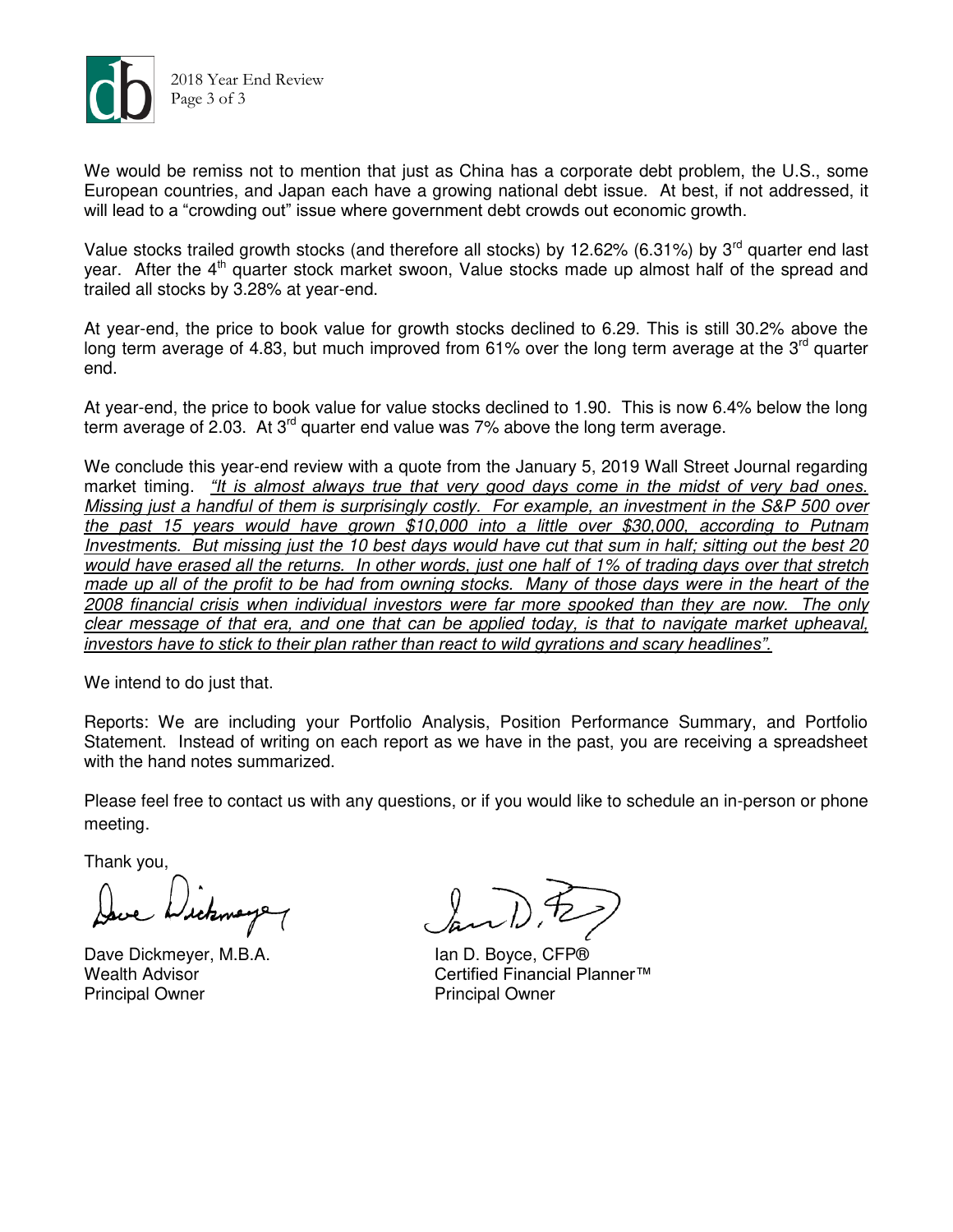We would be remiss not to mention that just as China has a corporate debt problem, the U.S., some European countries, and Japan each have a growing national debt issue. At best, if not addressed, it will lead to a "crowding out" issue where government debt crowds out economic growth.

Value stocks trailed growth stocks (and therefore all stocks) by 12.62% (6.31%) by 3rd quarter end last year. After the 4th quarter stock market swoon, Value stocks made up almost half of the spread and trailed all stocks by 3.28% at year-end.

At year-end, the price to book value for growth stocks declined to 6.29. This is still 30.2% above the long term average of 4.83, but much improved from 61% over the long term average at the 3rd quarter end.

At year-end, the price to book value for value stocks declined to 1.90. This is now 6.4% below the long term average of 2.03. At 3rd quarter end value was 7% above the long term average.

We conclude this year-end review with a quote from the January 5, 2019 Wall Street Journal regarding market timing. *"It is almost always true that very good days come in the midst of very bad ones. Missing just a handful of them is surprisingly costly. For example, an investment in the S&P 500 over the past 15 years would have grown $10,000 into a little over $30,000, according to Putnam Investments. But missing just the 10 best days would have cut that sum in half; sitting out the best 20 would have erased all the returns. In other words, just one half of 1% of trading days over that stretch made up all of the profit to be had from owning stocks. Many of those days were in the heart of the 2008 financial crisis when individual investors were far more spooked than they are now. The only clear message of that era, and one that can be applied today, is that to navigate market upheaval, investors have to stick to their plan rather than react to wild gyrations and scary headlines".*

We intend to do just that.

Reports: We are including your Portfolio Analysis, Position Performance Summary, and Portfolio Statement. Instead of writing on each report as we have in the past, you are receiving a spreadsheet with the hand notes summarized.

Please feel free to contact us with any questions, or if you would like to schedule an in-person or phone meeting.

Thank you,

Dave Dickmeyer, M.B.A.
Wealth Advisor
Principal Owner

Ian D. Boyce, CFP®
Certified Financial Planner™
Principal Owner